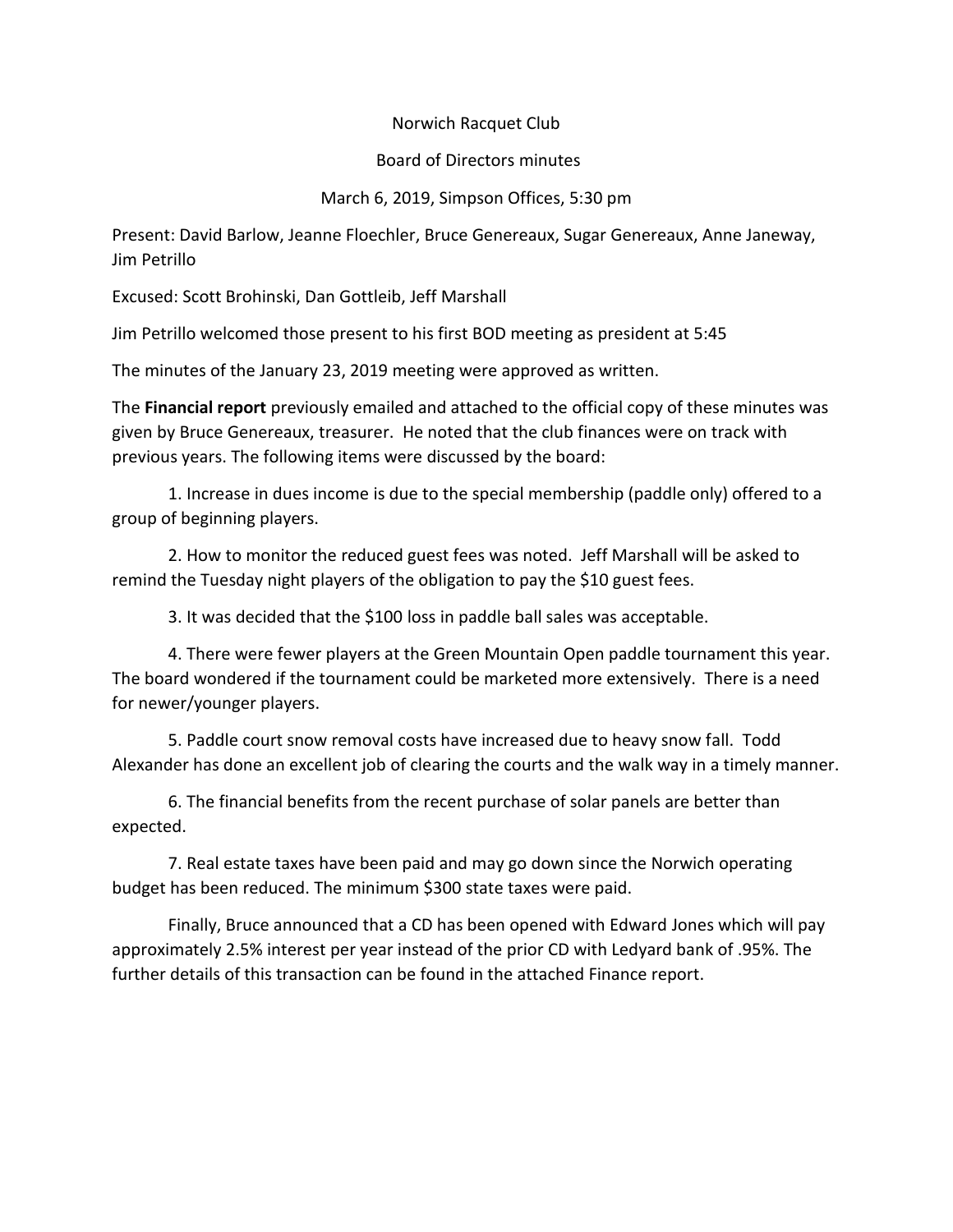Norwich Racquet Club

Board of Directors minutes

March 6, 2019, Simpson Offices, 5:30 pm

Present: David Barlow, Jeanne Floechler, Bruce Genereaux, Sugar Genereaux, Anne Janeway, Jim Petrillo

Excused: Scott Brohinski, Dan Gottleib, Jeff Marshall

Jim Petrillo welcomed those present to his first BOD meeting as president at 5:45

The minutes of the January 23, 2019 meeting were approved as written.

The **Financial report** previously emailed and attached to the official copy of these minutes was given by Bruce Genereaux, treasurer. He noted that the club finances were on track with previous years. The following items were discussed by the board:

1. Increase in dues income is due to the special membership (paddle only) offered to a group of beginning players.

2. How to monitor the reduced guest fees was noted. Jeff Marshall will be asked to remind the Tuesday night players of the obligation to pay the $10 guest fees.

3. It was decided that the $100 loss in paddle ball sales was acceptable.

4. There were fewer players at the Green Mountain Open paddle tournament this year. The board wondered if the tournament could be marketed more extensively. There is a need for newer/younger players.

5. Paddle court snow removal costs have increased due to heavy snow fall. Todd Alexander has done an excellent job of clearing the courts and the walk way in a timely manner.

6. The financial benefits from the recent purchase of solar panels are better than expected.

7. Real estate taxes have been paid and may go down since the Norwich operating budget has been reduced. The minimum $300 state taxes were paid.

Finally, Bruce announced that a CD has been opened with Edward Jones which will pay approximately 2.5% interest per year instead of the prior CD with Ledyard bank of .95%. The further details of this transaction can be found in the attached Finance report.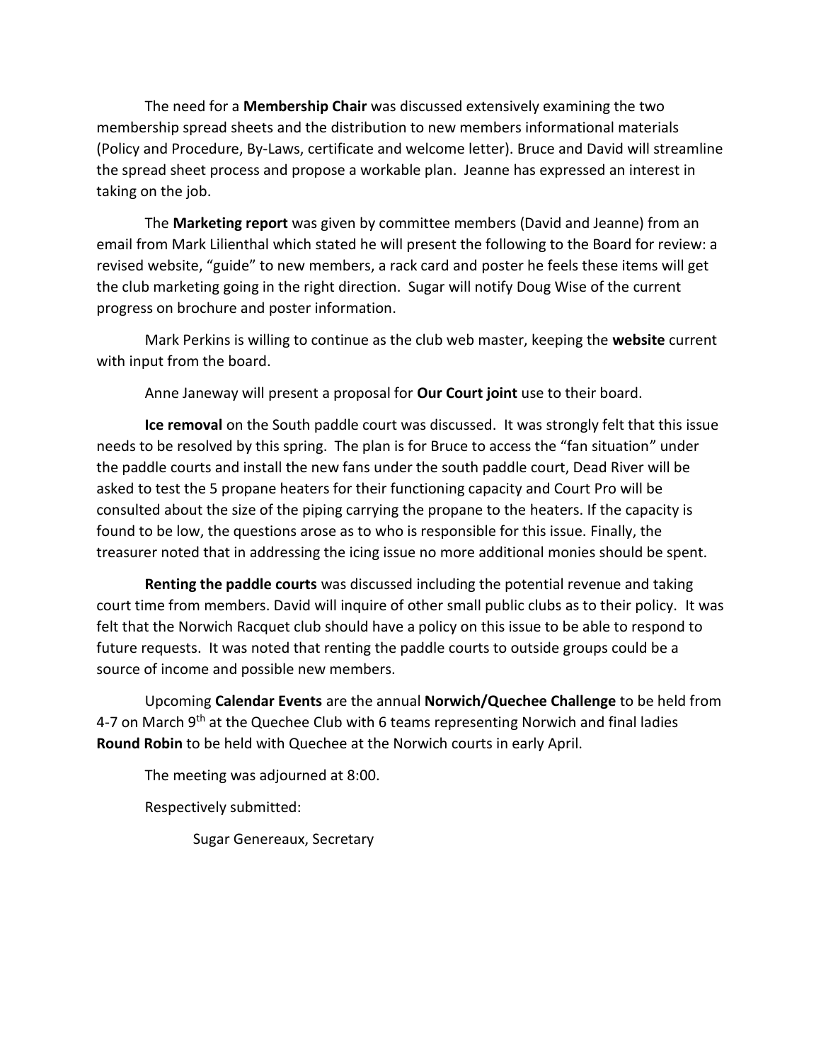The need for a **Membership Chair** was discussed extensively examining the two membership spread sheets and the distribution to new members informational materials (Policy and Procedure, By-Laws, certificate and welcome letter). Bruce and David will streamline the spread sheet process and propose a workable plan. Jeanne has expressed an interest in taking on the job.

The **Marketing report** was given by committee members (David and Jeanne) from an email from Mark Lilienthal which stated he will present the following to the Board for review: a revised website, "guide" to new members, a rack card and poster he feels these items will get the club marketing going in the right direction. Sugar will notify Doug Wise of the current progress on brochure and poster information.

Mark Perkins is willing to continue as the club web master, keeping the **website** current with input from the board.

Anne Janeway will present a proposal for **Our Court joint** use to their board.

**Ice removal** on the South paddle court was discussed. It was strongly felt that this issue needs to be resolved by this spring. The plan is for Bruce to access the "fan situation" under the paddle courts and install the new fans under the south paddle court, Dead River will be asked to test the 5 propane heaters for their functioning capacity and Court Pro will be consulted about the size of the piping carrying the propane to the heaters. If the capacity is found to be low, the questions arose as to who is responsible for this issue. Finally, the treasurer noted that in addressing the icing issue no more additional monies should be spent.

**Renting the paddle courts** was discussed including the potential revenue and taking court time from members. David will inquire of other small public clubs as to their policy. It was felt that the Norwich Racquet club should have a policy on this issue to be able to respond to future requests. It was noted that renting the paddle courts to outside groups could be a source of income and possible new members.

Upcoming **Calendar Events** are the annual **Norwich/Quechee Challenge** to be held from 4-7 on March 9th at the Quechee Club with 6 teams representing Norwich and final ladies **Round Robin** to be held with Quechee at the Norwich courts in early April.

The meeting was adjourned at 8:00.

Respectively submitted:

Sugar Genereaux, Secretary